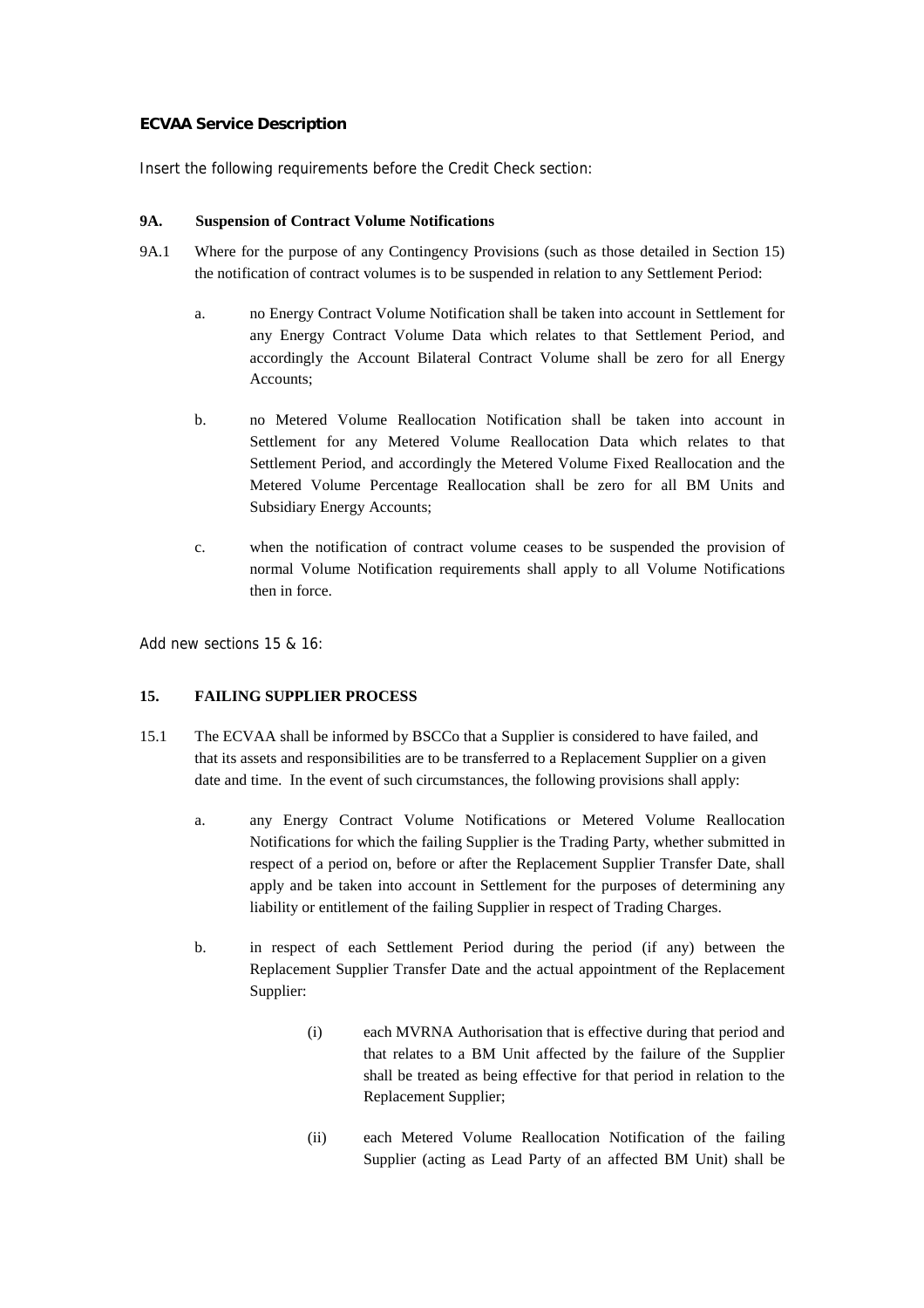**ECVAA Service Description**

Insert the following requirements before the Credit Check section:

**9A. Suspension of Contract Volume Notifications**

9A.1 Where for the purpose of any Contingency Provisions (such as those detailed in Section 15) the notification of contract volumes is to be suspended in relation to any Settlement Period:

a. no Energy Contract Volume Notification shall be taken into account in Settlement for any Energy Contract Volume Data which relates to that Settlement Period, and accordingly the Account Bilateral Contract Volume shall be zero for all Energy Accounts;

b. no Metered Volume Reallocation Notification shall be taken into account in Settlement for any Metered Volume Reallocation Data which relates to that Settlement Period, and accordingly the Metered Volume Fixed Reallocation and the Metered Volume Percentage Reallocation shall be zero for all BM Units and Subsidiary Energy Accounts;

c. when the notification of contract volume ceases to be suspended the provision of normal Volume Notification requirements shall apply to all Volume Notifications then in force.

Add new sections 15 & 16:

**15. FAILING SUPPLIER PROCESS**

15.1 The ECVAA shall be informed by BSCCo that a Supplier is considered to have failed, and that its assets and responsibilities are to be transferred to a Replacement Supplier on a given date and time. In the event of such circumstances, the following provisions shall apply:

a. any Energy Contract Volume Notifications or Metered Volume Reallocation Notifications for which the failing Supplier is the Trading Party, whether submitted in respect of a period on, before or after the Replacement Supplier Transfer Date, shall apply and be taken into account in Settlement for the purposes of determining any liability or entitlement of the failing Supplier in respect of Trading Charges.

b. in respect of each Settlement Period during the period (if any) between the Replacement Supplier Transfer Date and the actual appointment of the Replacement Supplier:

(i) each MVRNA Authorisation that is effective during that period and that relates to a BM Unit affected by the failure of the Supplier shall be treated as being effective for that period in relation to the Replacement Supplier;

(ii) each Metered Volume Reallocation Notification of the failing Supplier (acting as Lead Party of an affected BM Unit) shall be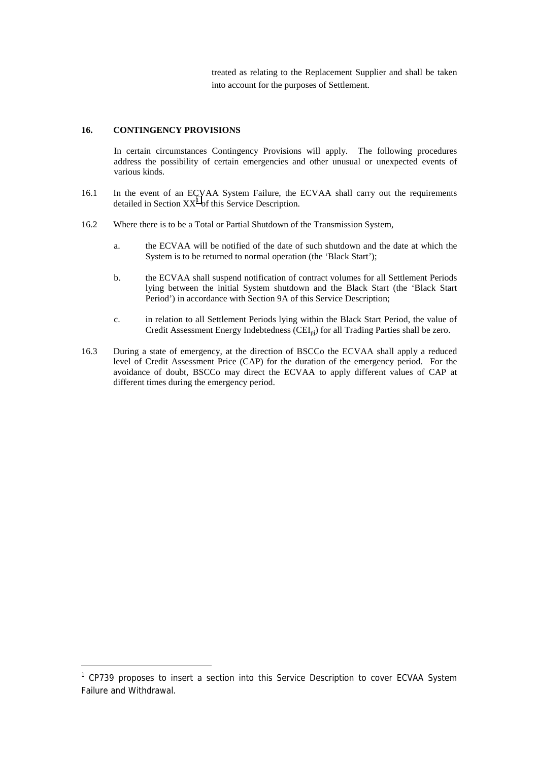treated as relating to the Replacement Supplier and shall be taken into account for the purposes of Settlement.

## 16. CONTINGENCY PROVISIONS

In certain circumstances Contingency Provisions will apply. The following procedures address the possibility of certain emergencies and other unusual or unexpected events of various kinds.

16.1 In the event of an ECVAA System Failure, the ECVAA shall carry out the requirements detailed in Section XX[1] of this Service Description.

16.2 Where there is to be a Total or Partial Shutdown of the Transmission System,

a. the ECVAA will be notified of the date of such shutdown and the date at which the System is to be returned to normal operation (the 'Black Start');

b. the ECVAA shall suspend notification of contract volumes for all Settlement Periods lying between the initial System shutdown and the Black Start (the 'Black Start Period') in accordance with Section 9A of this Service Description;

c. in relation to all Settlement Periods lying within the Black Start Period, the value of Credit Assessment Energy Indebtedness ($CEI_{pj}$) for all Trading Parties shall be zero.

16.3 During a state of emergency, at the direction of BSCCo the ECVAA shall apply a reduced level of Credit Assessment Price (CAP) for the duration of the emergency period. For the avoidance of doubt, BSCCo may direct the ECVAA to apply different values of CAP at different times during the emergency period.

---

[1] CP739 proposes to insert a section into this Service Description to cover ECVAA System Failure and Withdrawal.